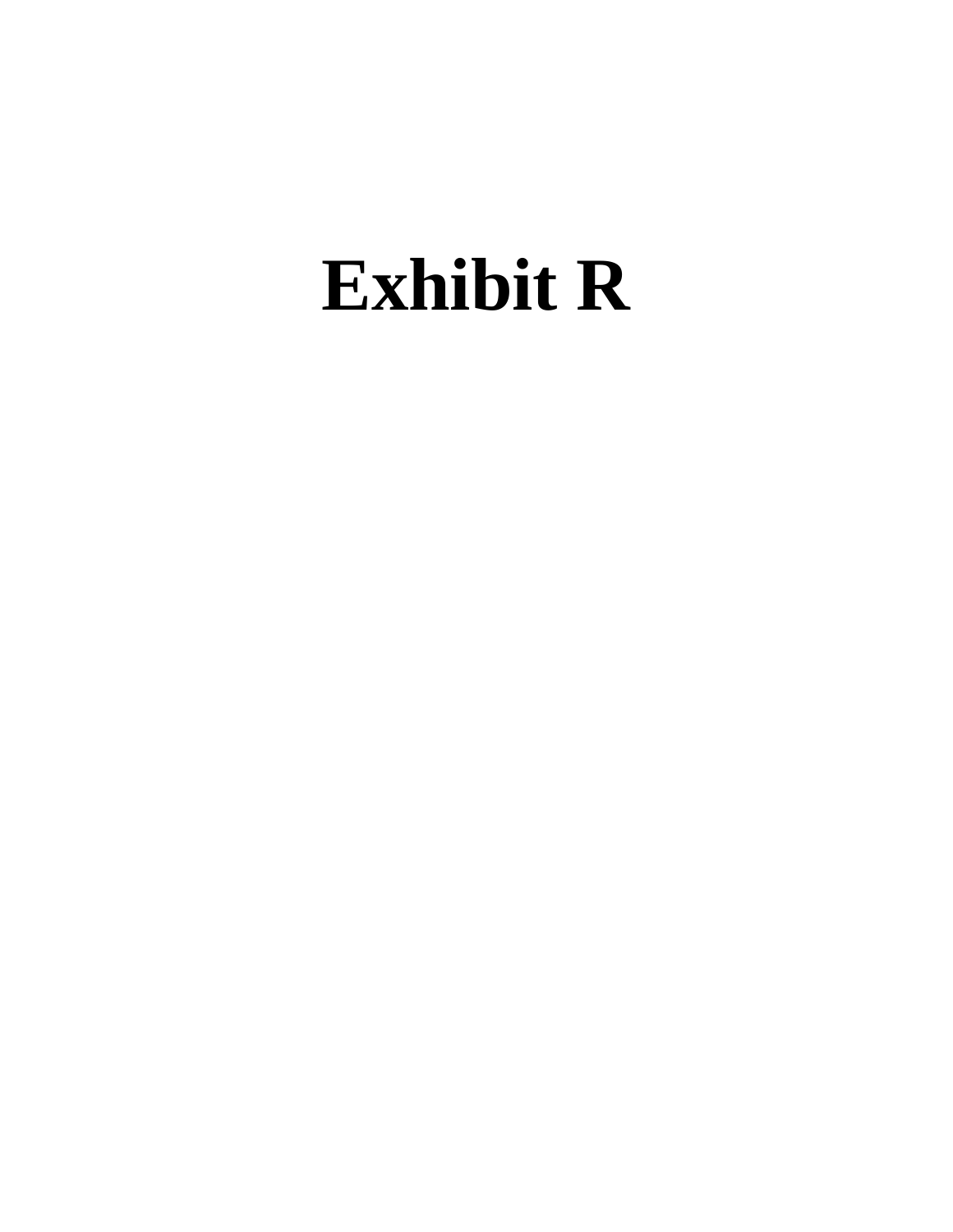# Exhibit R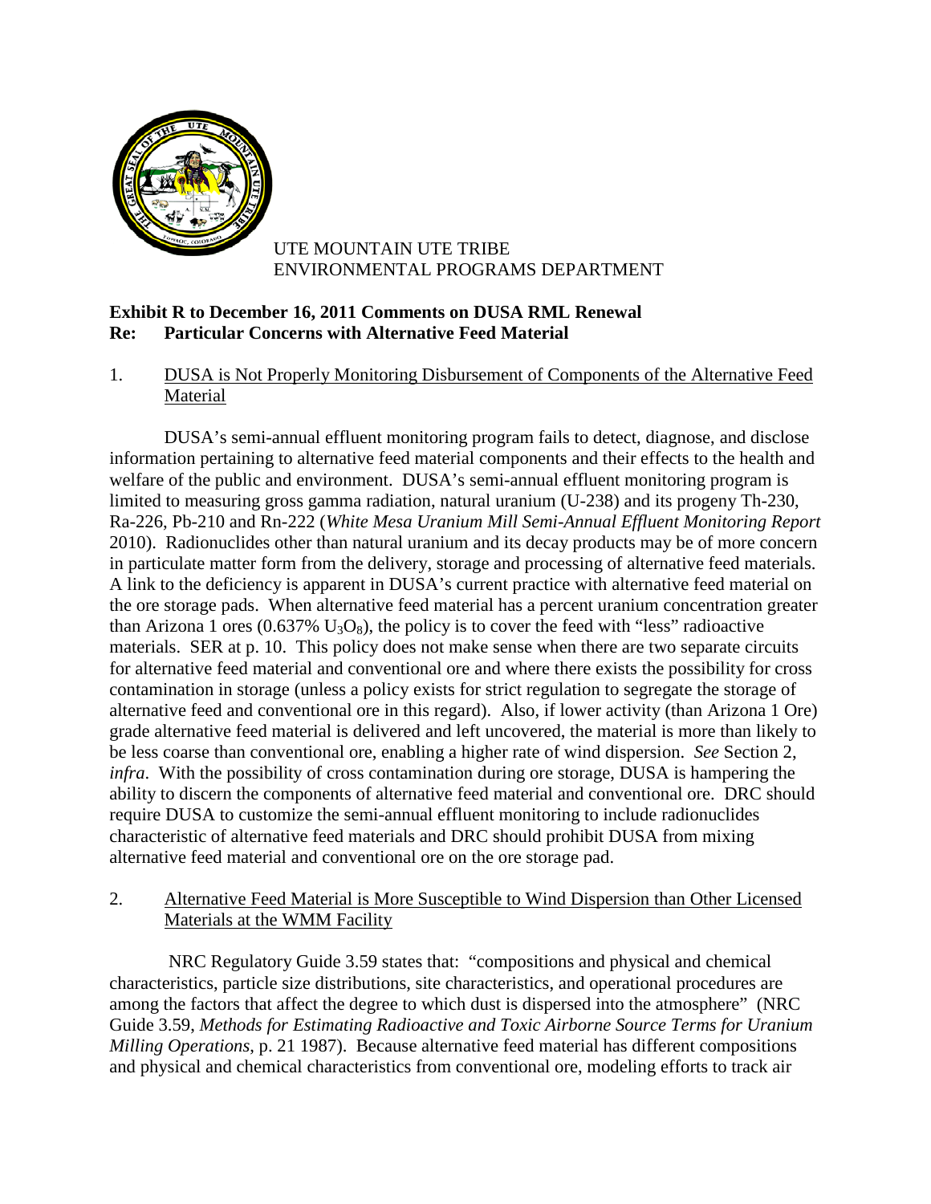UTE MOUNTAIN UTE TRIBE
ENVIRONMENTAL PROGRAMS DEPARTMENT

**Exhibit R to December 16, 2011 Comments on DUSA RML Renewal**
**Re: Particular Concerns with Alternative Feed Material**

1. DUSA is Not Properly Monitoring Disbursement of Components of the Alternative Feed Material

DUSA's semi-annual effluent monitoring program fails to detect, diagnose, and disclose information pertaining to alternative feed material components and their effects to the health and welfare of the public and environment. DUSA's semi-annual effluent monitoring program is limited to measuring gross gamma radiation, natural uranium (U-238) and its progeny Th-230, Ra-226, Pb-210 and Rn-222 (*White Mesa Uranium Mill Semi-Annual Effluent Monitoring Report* 2010). Radionuclides other than natural uranium and its decay products may be of more concern in particulate matter form from the delivery, storage and processing of alternative feed materials. A link to the deficiency is apparent in DUSA's current practice with alternative feed material on the ore storage pads. When alternative feed material has a percent uranium concentration greater than Arizona 1 ores (0.637% $U_3O_8$), the policy is to cover the feed with "less" radioactive materials. SER at p. 10. This policy does not make sense when there are two separate circuits for alternative feed material and conventional ore and where there exists the possibility for cross contamination in storage (unless a policy exists for strict regulation to segregate the storage of alternative feed and conventional ore in this regard). Also, if lower activity (than Arizona 1 Ore) grade alternative feed material is delivered and left uncovered, the material is more than likely to be less coarse than conventional ore, enabling a higher rate of wind dispersion. *See* Section 2, *infra*. With the possibility of cross contamination during ore storage, DUSA is hampering the ability to discern the components of alternative feed material and conventional ore. DRC should require DUSA to customize the semi-annual effluent monitoring to include radionuclides characteristic of alternative feed materials and DRC should prohibit DUSA from mixing alternative feed material and conventional ore on the ore storage pad.

2. Alternative Feed Material is More Susceptible to Wind Dispersion than Other Licensed Materials at the WMM Facility

NRC Regulatory Guide 3.59 states that: "compositions and physical and chemical characteristics, particle size distributions, site characteristics, and operational procedures are among the factors that affect the degree to which dust is dispersed into the atmosphere" (NRC Guide 3.59, *Methods for Estimating Radioactive and Toxic Airborne Source Terms for Uranium Milling Operations*, p. 21 1987). Because alternative feed material has different compositions and physical and chemical characteristics from conventional ore, modeling efforts to track air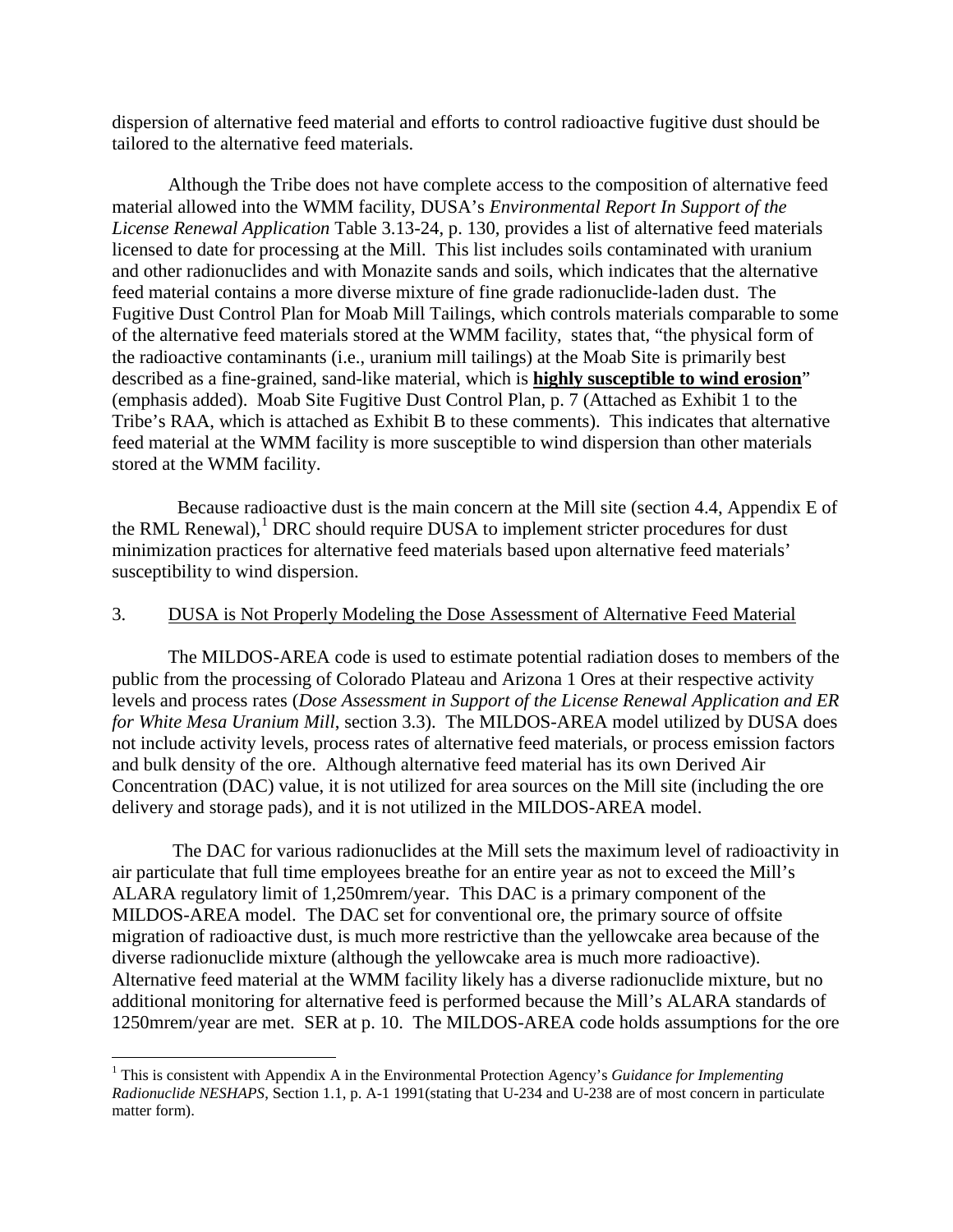dispersion of alternative feed material and efforts to control radioactive fugitive dust should be tailored to the alternative feed materials.

Although the Tribe does not have complete access to the composition of alternative feed material allowed into the WMM facility, DUSA's *Environmental Report In Support of the License Renewal Application* Table 3.13-24, p. 130, provides a list of alternative feed materials licensed to date for processing at the Mill. This list includes soils contaminated with uranium and other radionuclides and with Monazite sands and soils, which indicates that the alternative feed material contains a more diverse mixture of fine grade radionuclide-laden dust. The Fugitive Dust Control Plan for Moab Mill Tailings, which controls materials comparable to some of the alternative feed materials stored at the WMM facility, states that, "the physical form of the radioactive contaminants (i.e., uranium mill tailings) at the Moab Site is primarily best described as a fine-grained, sand-like material, which is **highly susceptible to wind erosion**" (emphasis added). Moab Site Fugitive Dust Control Plan, p. 7 (Attached as Exhibit 1 to the Tribe's RAA, which is attached as Exhibit B to these comments). This indicates that alternative feed material at the WMM facility is more susceptible to wind dispersion than other materials stored at the WMM facility.

Because radioactive dust is the main concern at the Mill site (section 4.4, Appendix E of the RML Renewal),[1] DRC should require DUSA to implement stricter procedures for dust minimization practices for alternative feed materials based upon alternative feed materials' susceptibility to wind dispersion.

3. DUSA is Not Properly Modeling the Dose Assessment of Alternative Feed Material

The MILDOS-AREA code is used to estimate potential radiation doses to members of the public from the processing of Colorado Plateau and Arizona 1 Ores at their respective activity levels and process rates (*Dose Assessment in Support of the License Renewal Application and ER for White Mesa Uranium Mill*, section 3.3). The MILDOS-AREA model utilized by DUSA does not include activity levels, process rates of alternative feed materials, or process emission factors and bulk density of the ore. Although alternative feed material has its own Derived Air Concentration (DAC) value, it is not utilized for area sources on the Mill site (including the ore delivery and storage pads), and it is not utilized in the MILDOS-AREA model.

The DAC for various radionuclides at the Mill sets the maximum level of radioactivity in air particulate that full time employees breathe for an entire year as not to exceed the Mill's ALARA regulatory limit of 1,250mrem/year. This DAC is a primary component of the MILDOS-AREA model. The DAC set for conventional ore, the primary source of offsite migration of radioactive dust, is much more restrictive than the yellowcake area because of the diverse radionuclide mixture (although the yellowcake area is much more radioactive). Alternative feed material at the WMM facility likely has a diverse radionuclide mixture, but no additional monitoring for alternative feed is performed because the Mill's ALARA standards of 1250mrem/year are met. SER at p. 10. The MILDOS-AREA code holds assumptions for the ore

---

[1] This is consistent with Appendix A in the Environmental Protection Agency's *Guidance for Implementing Radionuclide NESHAPS*, Section 1.1, p. A-1 1991(stating that U-234 and U-238 are of most concern in particulate matter form).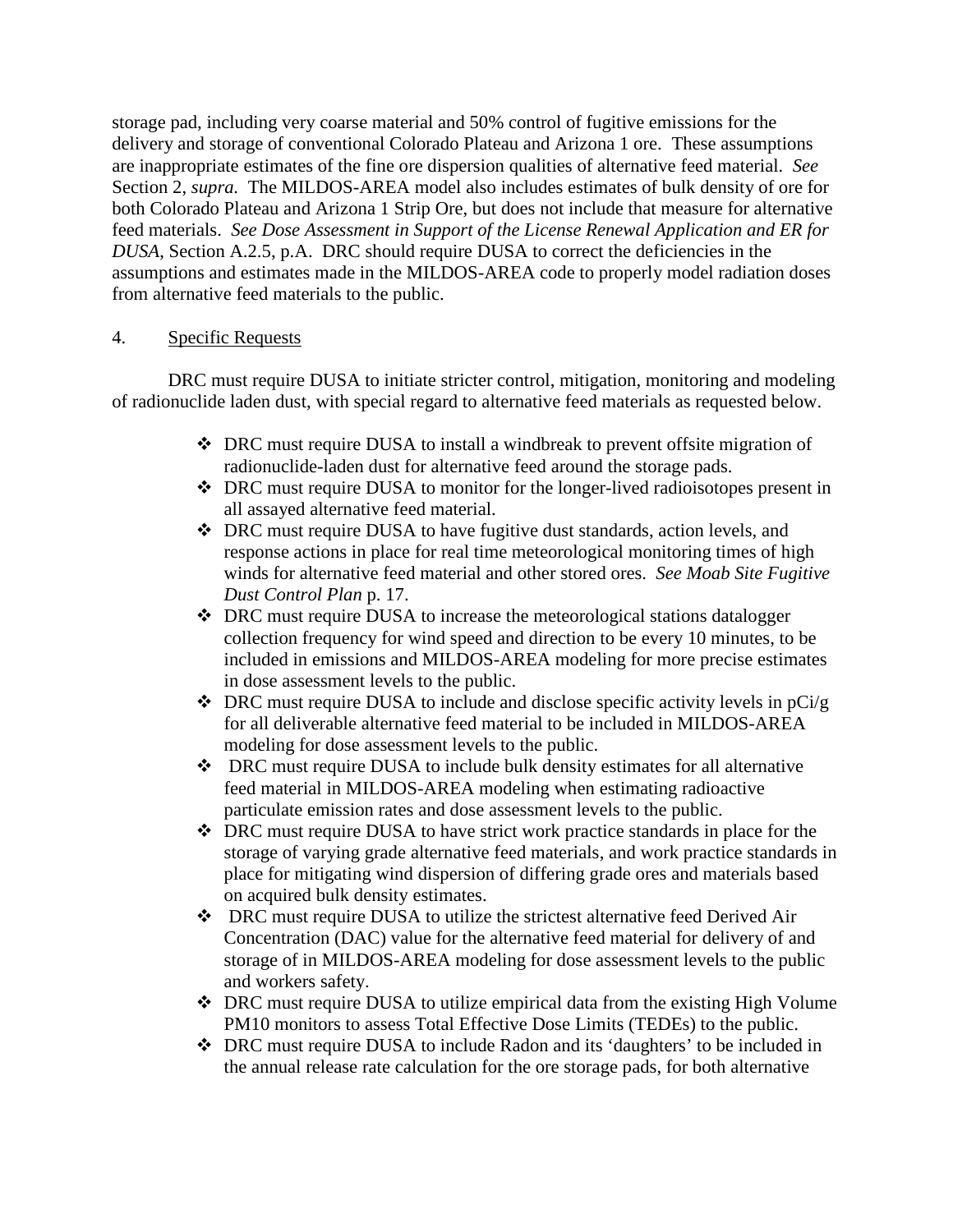storage pad, including very coarse material and 50% control of fugitive emissions for the delivery and storage of conventional Colorado Plateau and Arizona 1 ore. These assumptions are inappropriate estimates of the fine ore dispersion qualities of alternative feed material. *See* Section 2, *supra.* The MILDOS-AREA model also includes estimates of bulk density of ore for both Colorado Plateau and Arizona 1 Strip Ore, but does not include that measure for alternative feed materials. *See Dose Assessment in Support of the License Renewal Application and ER for DUSA*, Section A.2.5, p.A. DRC should require DUSA to correct the deficiencies in the assumptions and estimates made in the MILDOS-AREA code to properly model radiation doses from alternative feed materials to the public.

4. Specific Requests

DRC must require DUSA to initiate stricter control, mitigation, monitoring and modeling of radionuclide laden dust, with special regard to alternative feed materials as requested below.

- DRC must require DUSA to install a windbreak to prevent offsite migration of radionuclide-laden dust for alternative feed around the storage pads.
- DRC must require DUSA to monitor for the longer-lived radioisotopes present in all assayed alternative feed material.
- DRC must require DUSA to have fugitive dust standards, action levels, and response actions in place for real time meteorological monitoring times of high winds for alternative feed material and other stored ores. *See Moab Site Fugitive Dust Control Plan* p. 17.
- DRC must require DUSA to increase the meteorological stations datalogger collection frequency for wind speed and direction to be every 10 minutes, to be included in emissions and MILDOS-AREA modeling for more precise estimates in dose assessment levels to the public.
- DRC must require DUSA to include and disclose specific activity levels in pCi/g for all deliverable alternative feed material to be included in MILDOS-AREA modeling for dose assessment levels to the public.
- DRC must require DUSA to include bulk density estimates for all alternative feed material in MILDOS-AREA modeling when estimating radioactive particulate emission rates and dose assessment levels to the public.
- DRC must require DUSA to have strict work practice standards in place for the storage of varying grade alternative feed materials, and work practice standards in place for mitigating wind dispersion of differing grade ores and materials based on acquired bulk density estimates.
- DRC must require DUSA to utilize the strictest alternative feed Derived Air Concentration (DAC) value for the alternative feed material for delivery of and storage of in MILDOS-AREA modeling for dose assessment levels to the public and workers safety.
- DRC must require DUSA to utilize empirical data from the existing High Volume PM10 monitors to assess Total Effective Dose Limits (TEDEs) to the public.
- DRC must require DUSA to include Radon and its 'daughters' to be included in the annual release rate calculation for the ore storage pads, for both alternative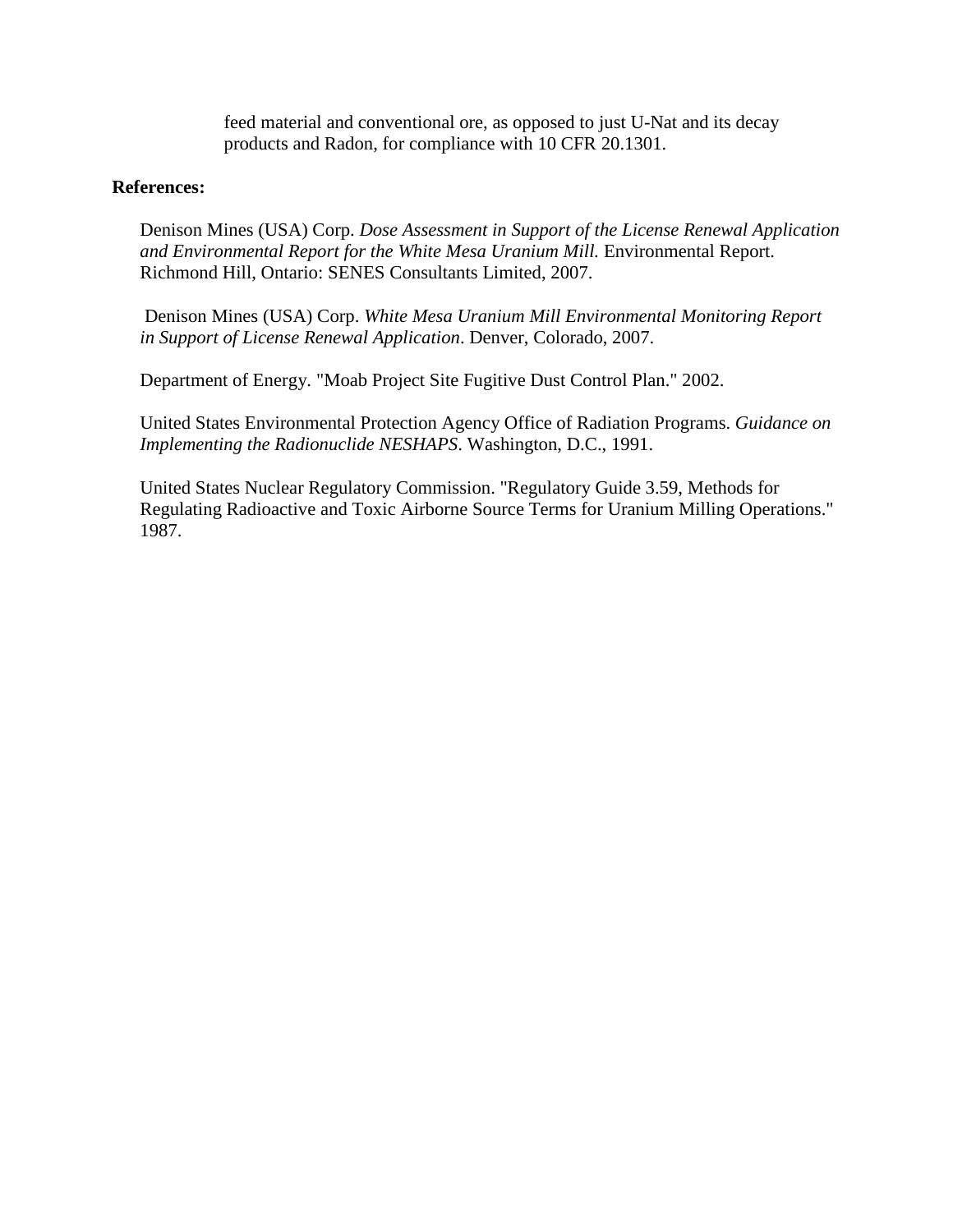feed material and conventional ore, as opposed to just U-Nat and its decay products and Radon, for compliance with 10 CFR 20.1301.

**References:**

Denison Mines (USA) Corp. *Dose Assessment in Support of the License Renewal Application and Environmental Report for the White Mesa Uranium Mill.* Environmental Report. Richmond Hill, Ontario: SENES Consultants Limited, 2007.

Denison Mines (USA) Corp. *White Mesa Uranium Mill Environmental Monitoring Report in Support of License Renewal Application*. Denver, Colorado, 2007.

Department of Energy. "Moab Project Site Fugitive Dust Control Plan." 2002.

United States Environmental Protection Agency Office of Radiation Programs. *Guidance on Implementing the Radionuclide NESHAPS*. Washington, D.C., 1991.

United States Nuclear Regulatory Commission. "Regulatory Guide 3.59, Methods for Regulating Radioactive and Toxic Airborne Source Terms for Uranium Milling Operations." 1987.